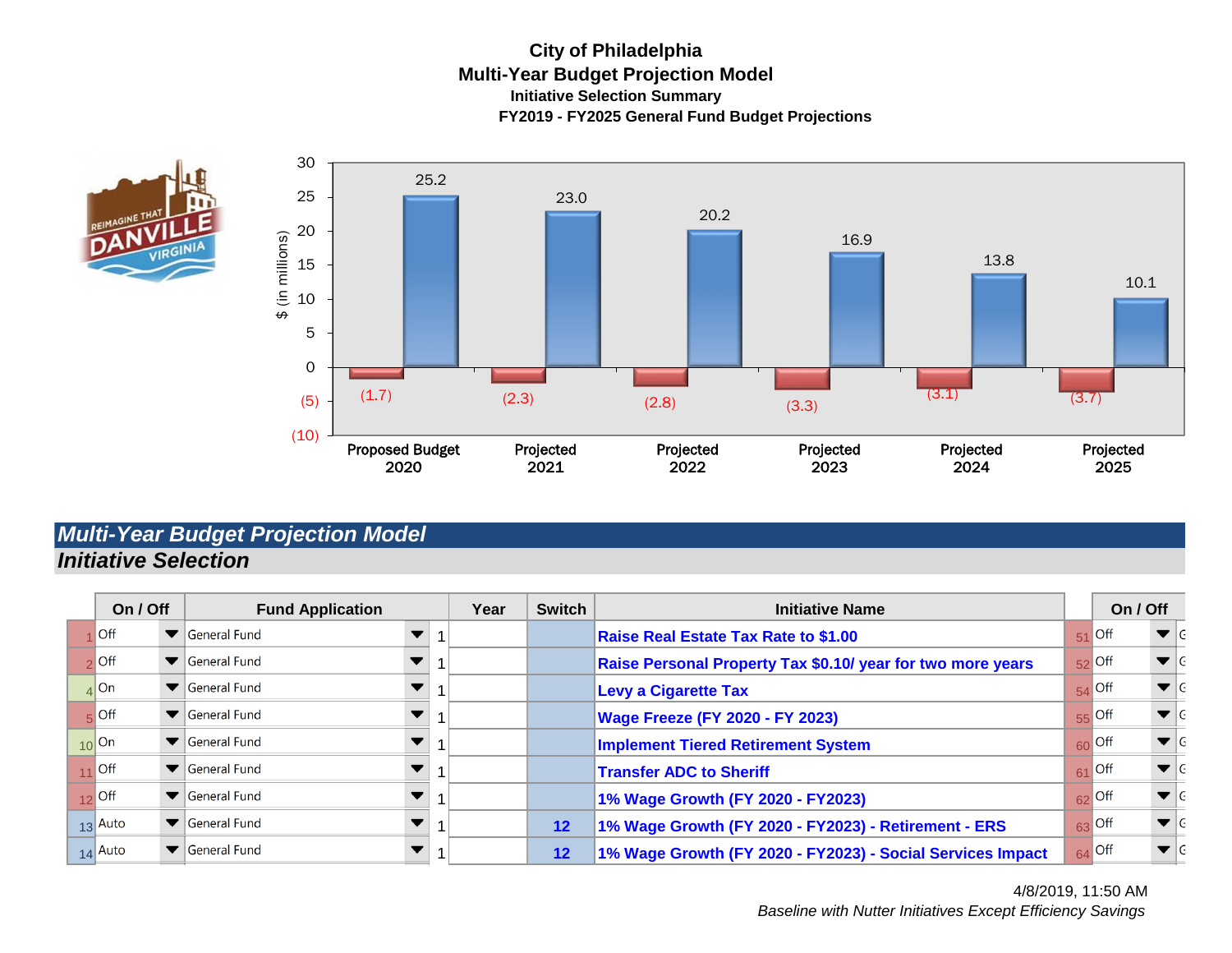**City of Philadelphia**
**Multi-Year Budget Projection Model**
**Initiative Selection Summary**
**FY2019 - FY2025 General Fund Budget Projections**

| | Proposed Budget 2020 | Projected 2021 | Projected 2022 | Projected 2023 | Projected 2024 | Projected 2025 |
|---|---|---|---|---|---|---|
| Negative | (1.7) | (2.3) | (2.8) | (3.3) | (3.1) | (3.7) |
| Positive | 25.2 | 23.0 | 20.2 | 16.9 | 13.8 | 10.1 |

$ (in millions)

## *Multi-Year Budget Projection Model*

### *Initiative Selection*

| # | On / Off | Fund Application | | Year | Switch | Initiative Name | # | On / Off |
|---|---|---|---|---|---|---|---|---|
| 1 | Off | General Fund | 1 | | | Raise Real Estate Tax Rate to $1.00 | 51 | Off |
| 2 | Off | General Fund | 1 | | | Raise Personal Property Tax $0.10/ year for two more years | 52 | Off |
| 4 | On | General Fund | 1 | | | Levy a Cigarette Tax | 54 | Off |
| 5 | Off | General Fund | 1 | | | Wage Freeze (FY 2020 - FY 2023) | 55 | Off |
| 10 | On | General Fund | 1 | | | Implement Tiered Retirement System | 60 | Off |
| 11 | Off | General Fund | 1 | | | Transfer ADC to Sheriff | 61 | Off |
| 12 | Off | General Fund | 1 | | | 1% Wage Growth (FY 2020 - FY2023) | 62 | Off |
| 13 | Auto | General Fund | 1 | | 12 | 1% Wage Growth (FY 2020 - FY2023) - Retirement - ERS | 63 | Off |
| 14 | Auto | General Fund | 1 | | 12 | 1% Wage Growth (FY 2020 - FY2023) - Social Services Impact | 64 | Off |

4/8/2019, 11:50 AM

*Baseline with Nutter Initiatives Except Efficiency Savings*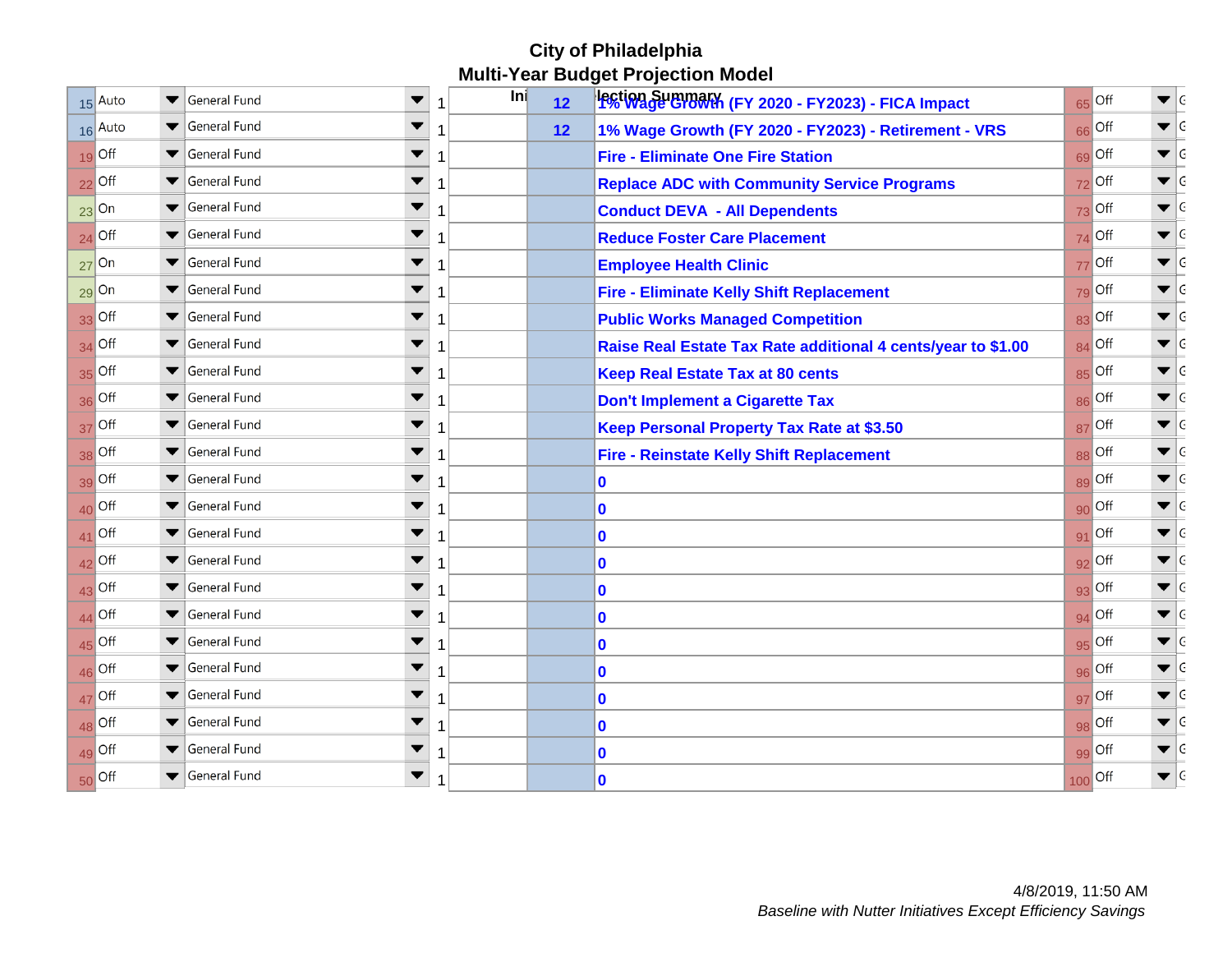# City of Philadelphia
## Multi-Year Budget Projection Model

| # | Status | Fund | | Ini | | Selection Summary | # | Status |
|---|---|---|---|---|---|---|---|---|
| 15 | Auto | General Fund | 1 | | 12 | 1% Wage Growth (FY 2020 - FY2023) - FICA Impact | 65 | Off |
| 16 | Auto | General Fund | 1 | | 12 | 1% Wage Growth (FY 2020 - FY2023) - Retirement - VRS | 66 | Off |
| 19 | Off | General Fund | 1 | | | Fire - Eliminate One Fire Station | 69 | Off |
| 22 | Off | General Fund | 1 | | | Replace ADC with Community Service Programs | 72 | Off |
| 23 | On | General Fund | 1 | | | Conduct DEVA - All Dependents | 73 | Off |
| 24 | Off | General Fund | 1 | | | Reduce Foster Care Placement | 74 | Off |
| 27 | On | General Fund | 1 | | | Employee Health Clinic | 77 | Off |
| 29 | On | General Fund | 1 | | | Fire - Eliminate Kelly Shift Replacement | 79 | Off |
| 33 | Off | General Fund | 1 | | | Public Works Managed Competition | 83 | Off |
| 34 | Off | General Fund | 1 | | | Raise Real Estate Tax Rate additional 4 cents/year to $1.00 | 84 | Off |
| 35 | Off | General Fund | 1 | | | Keep Real Estate Tax at 80 cents | 85 | Off |
| 36 | Off | General Fund | 1 | | | Don't Implement a Cigarette Tax | 86 | Off |
| 37 | Off | General Fund | 1 | | | Keep Personal Property Tax Rate at $3.50 | 87 | Off |
| 38 | Off | General Fund | 1 | | | Fire - Reinstate Kelly Shift Replacement | 88 | Off |
| 39 | Off | General Fund | 1 | | | 0 | 89 | Off |
| 40 | Off | General Fund | 1 | | | 0 | 90 | Off |
| 41 | Off | General Fund | 1 | | | 0 | 91 | Off |
| 42 | Off | General Fund | 1 | | | 0 | 92 | Off |
| 43 | Off | General Fund | 1 | | | 0 | 93 | Off |
| 44 | Off | General Fund | 1 | | | 0 | 94 | Off |
| 45 | Off | General Fund | 1 | | | 0 | 95 | Off |
| 46 | Off | General Fund | 1 | | | 0 | 96 | Off |
| 47 | Off | General Fund | 1 | | | 0 | 97 | Off |
| 48 | Off | General Fund | 1 | | | 0 | 98 | Off |
| 49 | Off | General Fund | 1 | | | 0 | 99 | Off |
| 50 | Off | General Fund | 1 | | | 0 | 100 | Off |

4/8/2019, 11:50 AM

*Baseline with Nutter Initiatives Except Efficiency Savings*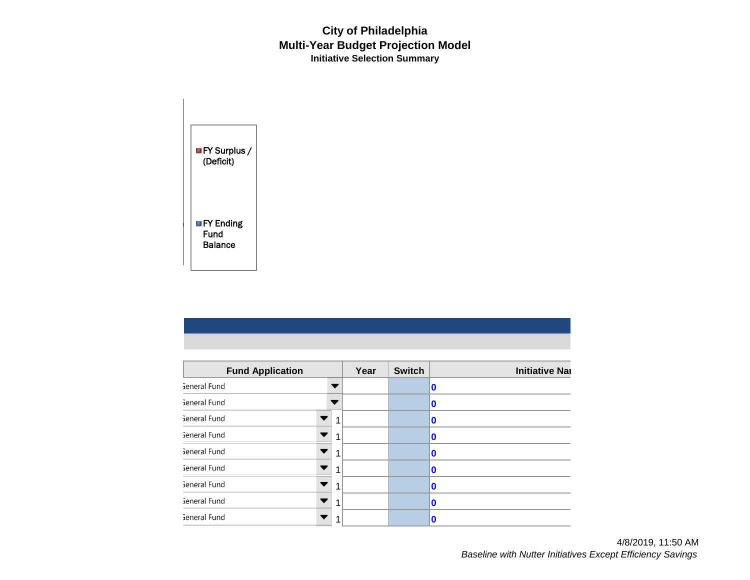# City of Philadelphia
## Multi-Year Budget Projection Model
### Initiative Selection Summary

FY Surplus / (Deficit)

FY Ending Fund Balance

| Fund Application | | Year | Switch | Initiative Na |
|---|---|---|---|---|
| General Fund | | | | 0 |
| General Fund | | | | 0 |
| General Fund | 1 | | | 0 |
| General Fund | 1 | | | 0 |
| General Fund | 1 | | | 0 |
| General Fund | 1 | | | 0 |
| General Fund | 1 | | | 0 |
| General Fund | 1 | | | 0 |
| General Fund | 1 | | | 0 |

4/8/2019, 11:50 AM

*Baseline with Nutter Initiatives Except Efficiency Savings*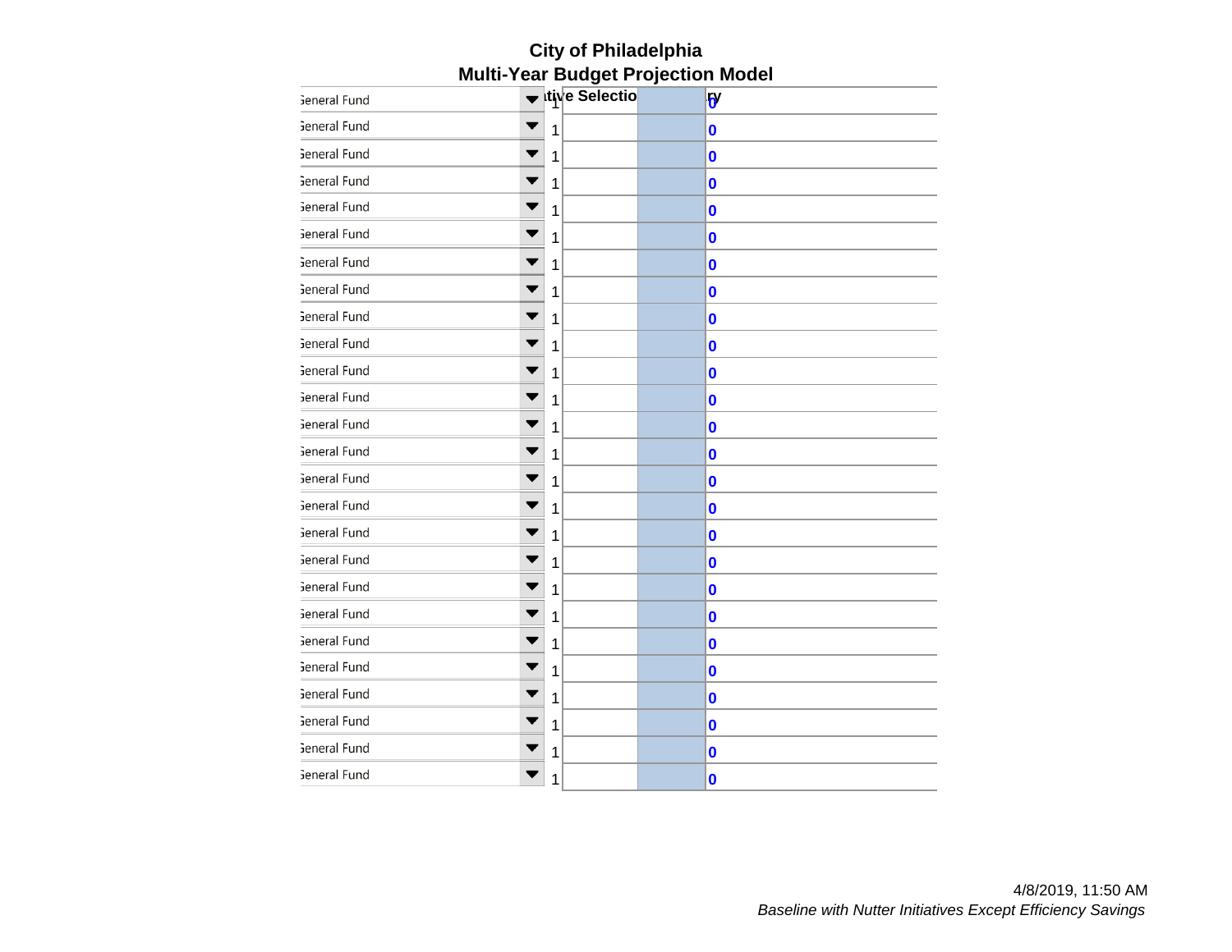## City of Philadelphia
## Multi-Year Budget Projection Model

| | | ative Selectio | | ry |
|---|---|---|---|---|
| General Fund | 1 | | | 0 |
| General Fund | 1 | | | 0 |
| General Fund | 1 | | | 0 |
| General Fund | 1 | | | 0 |
| General Fund | 1 | | | 0 |
| General Fund | 1 | | | 0 |
| General Fund | 1 | | | 0 |
| General Fund | 1 | | | 0 |
| General Fund | 1 | | | 0 |
| General Fund | 1 | | | 0 |
| General Fund | 1 | | | 0 |
| General Fund | 1 | | | 0 |
| General Fund | 1 | | | 0 |
| General Fund | 1 | | | 0 |
| General Fund | 1 | | | 0 |
| General Fund | 1 | | | 0 |
| General Fund | 1 | | | 0 |
| General Fund | 1 | | | 0 |
| General Fund | 1 | | | 0 |
| General Fund | 1 | | | 0 |
| General Fund | 1 | | | 0 |
| General Fund | 1 | | | 0 |
| General Fund | 1 | | | 0 |
| General Fund | 1 | | | 0 |
| General Fund | 1 | | | 0 |
| General Fund | 1 | | | 0 |

4/8/2019, 11:50 AM

*Baseline with Nutter Initiatives Except Efficiency Savings*